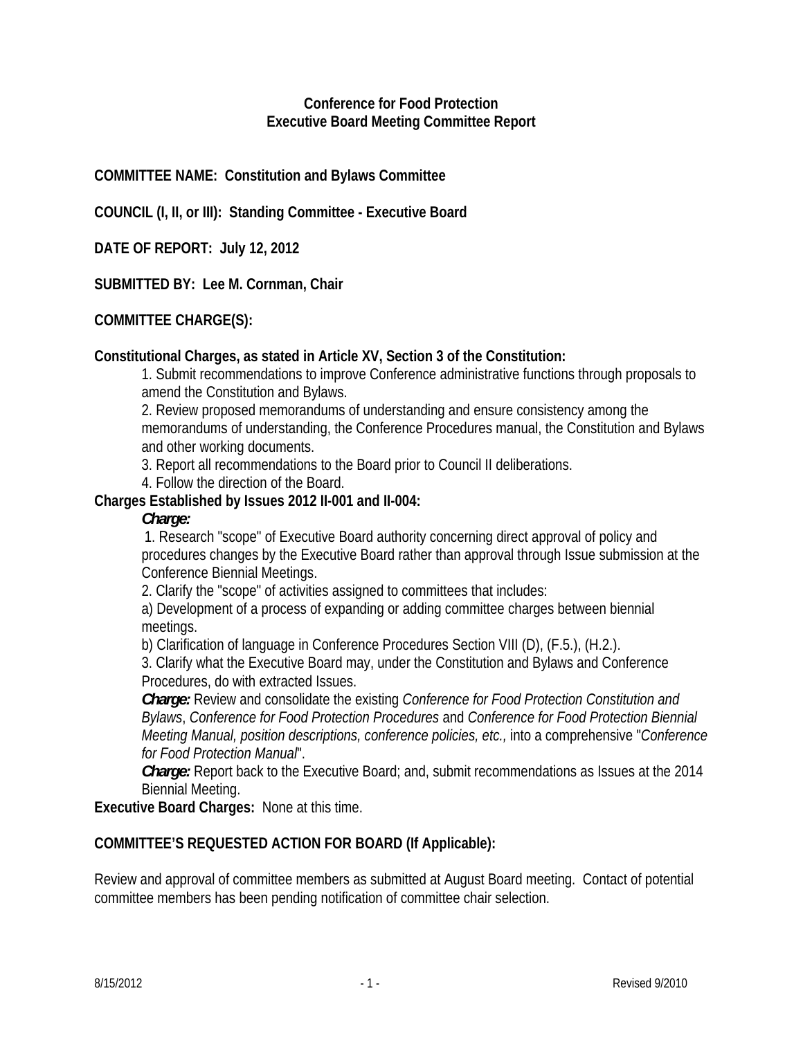**Conference for Food Protection**
**Executive Board Meeting Committee Report**

**COMMITTEE NAME: Constitution and Bylaws Committee**

**COUNCIL (I, II, or III): Standing Committee - Executive Board**

**DATE OF REPORT: July 12, 2012**

**SUBMITTED BY: Lee M. Cornman, Chair**

**COMMITTEE CHARGE(S):**

**Constitutional Charges, as stated in Article XV, Section 3 of the Constitution:**

1. Submit recommendations to improve Conference administrative functions through proposals to amend the Constitution and Bylaws.
2. Review proposed memorandums of understanding and ensure consistency among the memorandums of understanding, the Conference Procedures manual, the Constitution and Bylaws and other working documents.
3. Report all recommendations to the Board prior to Council II deliberations.
4. Follow the direction of the Board.

**Charges Established by Issues 2012 II-001 and II-004:**

***Charge:***

1. Research "scope" of Executive Board authority concerning direct approval of policy and procedures changes by the Executive Board rather than approval through Issue submission at the Conference Biennial Meetings.
2. Clarify the "scope" of activities assigned to committees that includes:
   a) Development of a process of expanding or adding committee charges between biennial meetings.
   b) Clarification of language in Conference Procedures Section VIII (D), (F.5.), (H.2.).
3. Clarify what the Executive Board may, under the Constitution and Bylaws and Conference Procedures, do with extracted Issues.

***Charge:*** Review and consolidate the existing *Conference for Food Protection Constitution and Bylaws*, *Conference for Food Protection Procedures* and *Conference for Food Protection Biennial Meeting Manual, position descriptions, conference policies, etc.,* into a comprehensive "*Conference for Food Protection Manual*".

***Charge:*** Report back to the Executive Board; and, submit recommendations as Issues at the 2014 Biennial Meeting.

**Executive Board Charges:** None at this time.

**COMMITTEE'S REQUESTED ACTION FOR BOARD (If Applicable):**

Review and approval of committee members as submitted at August Board meeting. Contact of potential committee members has been pending notification of committee chair selection.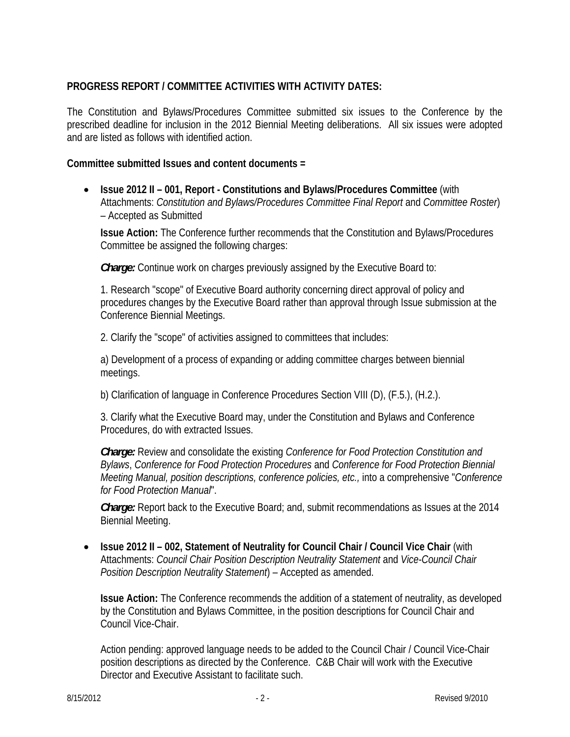**PROGRESS REPORT / COMMITTEE ACTIVITIES WITH ACTIVITY DATES:**

The Constitution and Bylaws/Procedures Committee submitted six issues to the Conference by the prescribed deadline for inclusion in the 2012 Biennial Meeting deliberations. All six issues were adopted and are listed as follows with identified action.

**Committee submitted Issues and content documents =**

- **Issue 2012 II – 001, Report - Constitutions and Bylaws/Procedures Committee** (with Attachments: *Constitution and Bylaws/Procedures Committee Final Report* and *Committee Roster*) – Accepted as Submitted

  **Issue Action:** The Conference further recommends that the Constitution and Bylaws/Procedures Committee be assigned the following charges:

  ***Charge:*** Continue work on charges previously assigned by the Executive Board to:

  1. Research "scope" of Executive Board authority concerning direct approval of policy and procedures changes by the Executive Board rather than approval through Issue submission at the Conference Biennial Meetings.

  2. Clarify the "scope" of activities assigned to committees that includes:

  a) Development of a process of expanding or adding committee charges between biennial meetings.

  b) Clarification of language in Conference Procedures Section VIII (D), (F.5.), (H.2.).

  3. Clarify what the Executive Board may, under the Constitution and Bylaws and Conference Procedures, do with extracted Issues.

  ***Charge:*** Review and consolidate the existing *Conference for Food Protection Constitution and Bylaws*, *Conference for Food Protection Procedures* and *Conference for Food Protection Biennial Meeting Manual, position descriptions, conference policies, etc.,* into a comprehensive "*Conference for Food Protection Manual*".

  ***Charge:*** Report back to the Executive Board; and, submit recommendations as Issues at the 2014 Biennial Meeting.

- **Issue 2012 II – 002, Statement of Neutrality for Council Chair / Council Vice Chair** (with Attachments: *Council Chair Position Description Neutrality Statement* and *Vice-Council Chair Position Description Neutrality Statement*) – Accepted as amended.

  **Issue Action:** The Conference recommends the addition of a statement of neutrality, as developed by the Constitution and Bylaws Committee, in the position descriptions for Council Chair and Council Vice-Chair.

  Action pending: approved language needs to be added to the Council Chair / Council Vice-Chair position descriptions as directed by the Conference. C&B Chair will work with the Executive Director and Executive Assistant to facilitate such.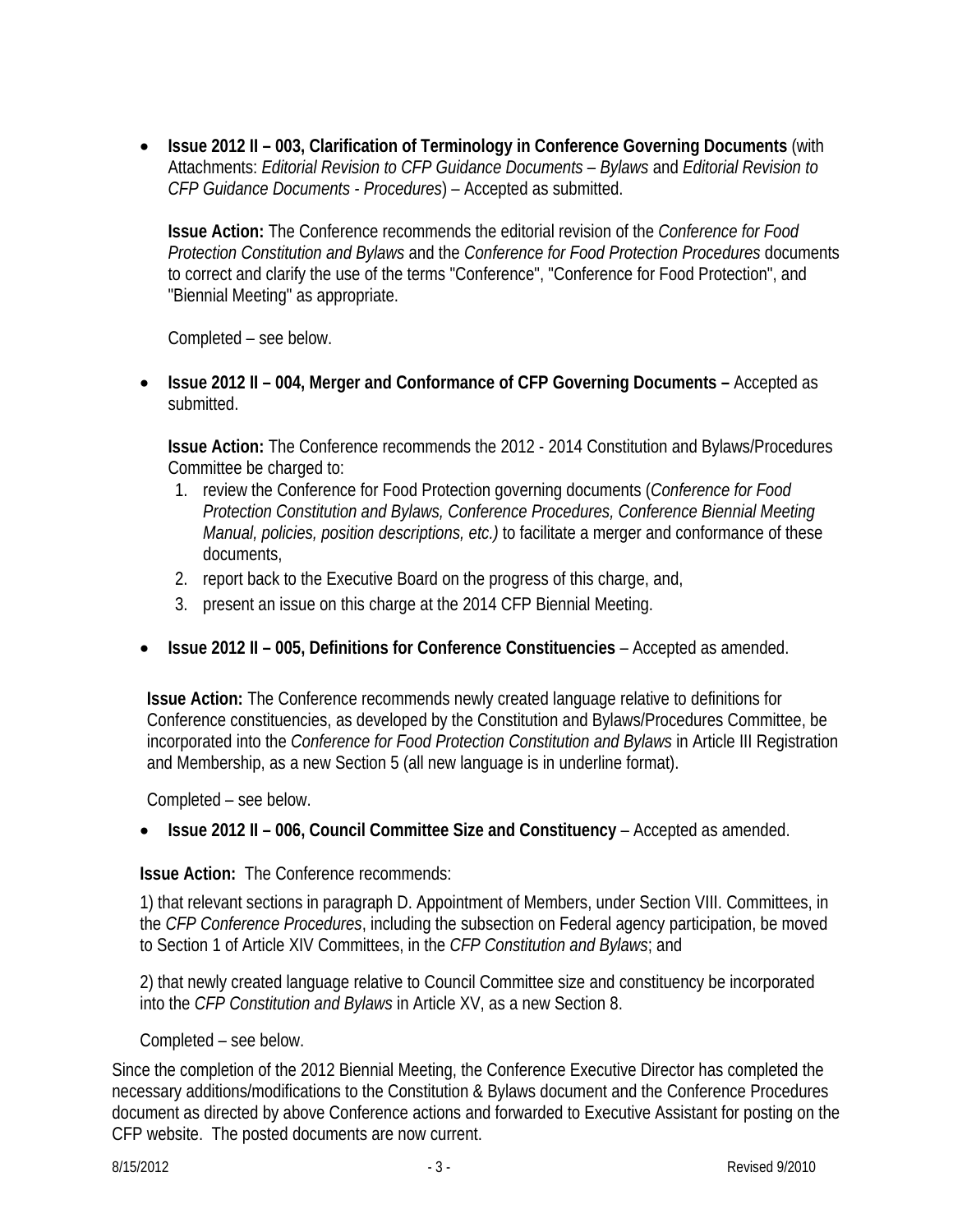- **Issue 2012 II – 003, Clarification of Terminology in Conference Governing Documents** (with Attachments: *Editorial Revision to CFP Guidance Documents – Bylaws* and *Editorial Revision to CFP Guidance Documents - Procedures*) – Accepted as submitted.

  **Issue Action:** The Conference recommends the editorial revision of the *Conference for Food Protection Constitution and Bylaws* and the *Conference for Food Protection Procedures* documents to correct and clarify the use of the terms "Conference", "Conference for Food Protection", and "Biennial Meeting" as appropriate.

  Completed – see below.

- **Issue 2012 II – 004, Merger and Conformance of CFP Governing Documents –** Accepted as submitted.

  **Issue Action:** The Conference recommends the 2012 - 2014 Constitution and Bylaws/Procedures Committee be charged to:

  1. review the Conference for Food Protection governing documents (*Conference for Food Protection Constitution and Bylaws, Conference Procedures, Conference Biennial Meeting Manual, policies, position descriptions, etc.)* to facilitate a merger and conformance of these documents,
  2. report back to the Executive Board on the progress of this charge, and,
  3. present an issue on this charge at the 2014 CFP Biennial Meeting.

- **Issue 2012 II – 005, Definitions for Conference Constituencies** – Accepted as amended.

  **Issue Action:** The Conference recommends newly created language relative to definitions for Conference constituencies, as developed by the Constitution and Bylaws/Procedures Committee, be incorporated into the *Conference for Food Protection Constitution and Bylaws* in Article III Registration and Membership, as a new Section 5 (all new language is in underline format).

  Completed – see below.

- **Issue 2012 II – 006, Council Committee Size and Constituency** – Accepted as amended.

  **Issue Action:** The Conference recommends:

  1) that relevant sections in paragraph D. Appointment of Members, under Section VIII. Committees, in the *CFP Conference Procedures*, including the subsection on Federal agency participation, be moved to Section 1 of Article XIV Committees, in the *CFP Constitution and Bylaws*; and

  2) that newly created language relative to Council Committee size and constituency be incorporated into the *CFP Constitution and Bylaws* in Article XV, as a new Section 8.

  Completed – see below.

Since the completion of the 2012 Biennial Meeting, the Conference Executive Director has completed the necessary additions/modifications to the Constitution & Bylaws document and the Conference Procedures document as directed by above Conference actions and forwarded to Executive Assistant for posting on the CFP website. The posted documents are now current.